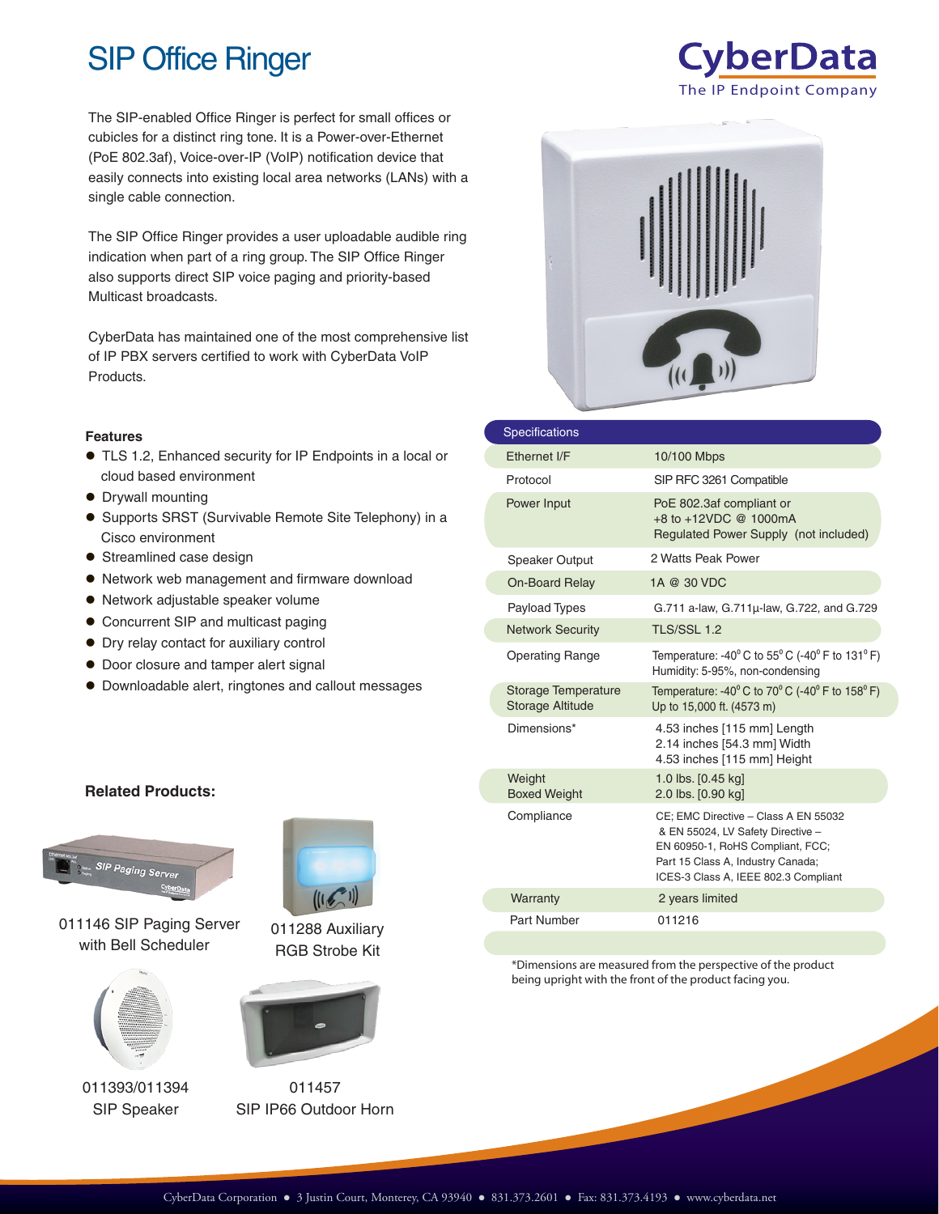# SIP Office Ringer

CyberData
The IP Endpoint Company

The SIP-enabled Office Ringer is perfect for small offices or cubicles for a distinct ring tone. It is a Power-over-Ethernet (PoE 802.3af), Voice-over-IP (VoIP) notification device that easily connects into existing local area networks (LANs) with a single cable connection.

The SIP Office Ringer provides a user uploadable audible ring indication when part of a ring group. The SIP Office Ringer also supports direct SIP voice paging and priority-based Multicast broadcasts.

CyberData has maintained one of the most comprehensive list of IP PBX servers certified to work with CyberData VoIP Products.

### Features

- TLS 1.2, Enhanced security for IP Endpoints in a local or cloud based environment
- Drywall mounting
- Supports SRST (Survivable Remote Site Telephony) in a Cisco environment
- Streamlined case design
- Network web management and firmware download
- Network adjustable speaker volume
- Concurrent SIP and multicast paging
- Dry relay contact for auxiliary control
- Door closure and tamper alert signal
- Downloadable alert, ringtones and callout messages

### Related Products:

011146 SIP Paging Server with Bell Scheduler

011288 Auxiliary RGB Strobe Kit

011393/011394 SIP Speaker

011457 SIP IP66 Outdoor Horn

| Specifications | |
|---|---|
| Ethernet I/F | 10/100 Mbps |
| Protocol | SIP RFC 3261 Compatible |
| Power Input | PoE 802.3af compliant or +8 to +12VDC @ 1000mA Regulated Power Supply (not included) |
| Speaker Output | 2 Watts Peak Power |
| On-Board Relay | 1A @ 30 VDC |
| Payload Types | G.711 a-law, G.711µ-law, G.722, and G.729 |
| Network Security | TLS/SSL 1.2 |
| Operating Range | Temperature: -40° C to 55° C (-40° F to 131° F)<br>Humidity: 5-95%, non-condensing |
| Storage Temperature<br>Storage Altitude | Temperature: -40° C to 70° C (-40° F to 158° F)<br>Up to 15,000 ft. (4573 m) |
| Dimensions* | 4.53 inches [115 mm] Length<br>2.14 inches [54.3 mm] Width<br>4.53 inches [115 mm] Height |
| Weight<br>Boxed Weight | 1.0 lbs. [0.45 kg]<br>2.0 lbs. [0.90 kg] |
| Compliance | CE; EMC Directive – Class A EN 55032 & EN 55024, LV Safety Directive – EN 60950-1, RoHS Compliant, FCC; Part 15 Class A, Industry Canada; ICES-3 Class A, IEEE 802.3 Compliant |
| Warranty | 2 years limited |
| Part Number | 011216 |

*Dimensions are measured from the perspective of the product being upright with the front of the product facing you.

CyberData Corporation ● 3 Justin Court, Monterey, CA 93940 ● 831.373.2601 ● Fax: 831.373.4193 ● www.cyberdata.net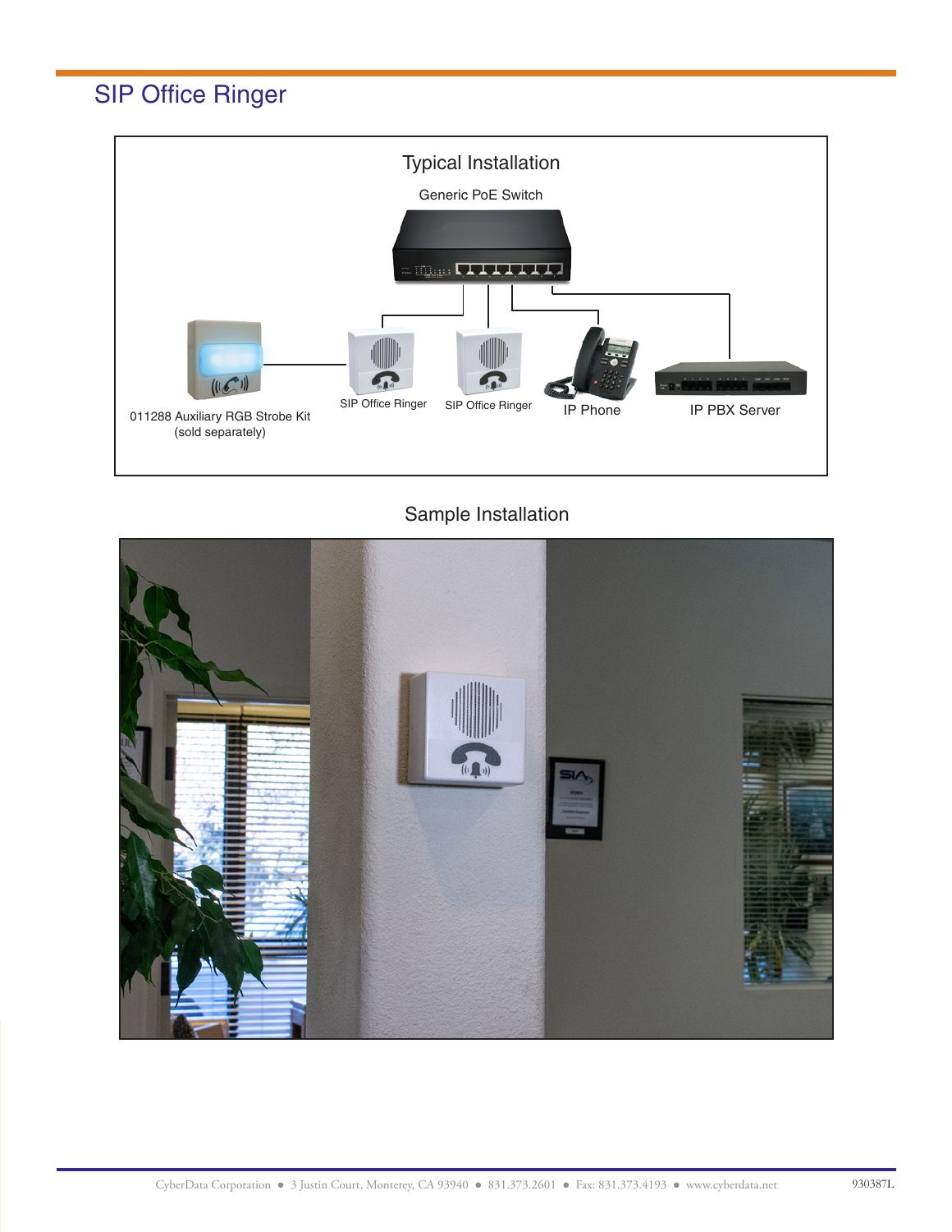# SIP Office Ringer

Typical Installation

Generic PoE Switch

011288 Auxiliary RGB Strobe Kit
(sold separately)

SIP Office Ringer

SIP Office Ringer

IP Phone

IP PBX Server

Sample Installation

CyberData Corporation ● 3 Justin Court, Monterey, CA 93940 ● 831.373.2601 ● Fax: 831.373.4193 ● www.cyberdata.net

930387L